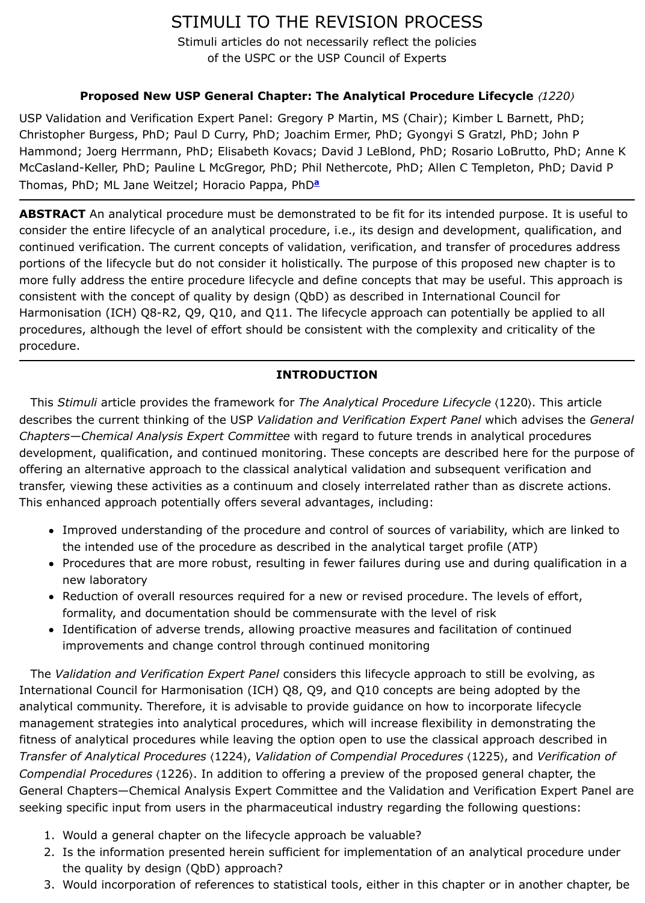# STIMULI TO THE REVISION PROCESS

Stimuli articles do not necessarily reflect the policies
of the USPC or the USP Council of Experts

## Proposed New USP General Chapter: The Analytical Procedure Lifecycle *⟨1220⟩*

USP Validation and Verification Expert Panel: Gregory P Martin, MS (Chair); Kimber L Barnett, PhD; Christopher Burgess, PhD; Paul D Curry, PhD; Joachim Ermer, PhD; Gyongyi S Gratzl, PhD; John P Hammond; Joerg Herrmann, PhD; Elisabeth Kovacs; David J LeBlond, PhD; Rosario LoBrutto, PhD; Anne K McCasland-Keller, PhD; Pauline L McGregor, PhD; Phil Nethercote, PhD; Allen C Templeton, PhD; David P Thomas, PhD; ML Jane Weitzel; Horacio Pappa, PhD[a]

---

**ABSTRACT** An analytical procedure must be demonstrated to be fit for its intended purpose. It is useful to consider the entire lifecycle of an analytical procedure, i.e., its design and development, qualification, and continued verification. The current concepts of validation, verification, and transfer of procedures address portions of the lifecycle but do not consider it holistically. The purpose of this proposed new chapter is to more fully address the entire procedure lifecycle and define concepts that may be useful. This approach is consistent with the concept of quality by design (QbD) as described in International Council for Harmonisation (ICH) Q8-R2, Q9, Q10, and Q11. The lifecycle approach can potentially be applied to all procedures, although the level of effort should be consistent with the complexity and criticality of the procedure.

---

## INTRODUCTION

This *Stimuli* article provides the framework for *The Analytical Procedure Lifecycle* ⟨1220⟩. This article describes the current thinking of the USP *Validation and Verification Expert Panel* which advises the *General Chapters—Chemical Analysis Expert Committee* with regard to future trends in analytical procedures development, qualification, and continued monitoring. These concepts are described here for the purpose of offering an alternative approach to the classical analytical validation and subsequent verification and transfer, viewing these activities as a continuum and closely interrelated rather than as discrete actions. This enhanced approach potentially offers several advantages, including:

- Improved understanding of the procedure and control of sources of variability, which are linked to the intended use of the procedure as described in the analytical target profile (ATP)
- Procedures that are more robust, resulting in fewer failures during use and during qualification in a new laboratory
- Reduction of overall resources required for a new or revised procedure. The levels of effort, formality, and documentation should be commensurate with the level of risk
- Identification of adverse trends, allowing proactive measures and facilitation of continued improvements and change control through continued monitoring

The *Validation and Verification Expert Panel* considers this lifecycle approach to still be evolving, as International Council for Harmonisation (ICH) Q8, Q9, and Q10 concepts are being adopted by the analytical community. Therefore, it is advisable to provide guidance on how to incorporate lifecycle management strategies into analytical procedures, which will increase flexibility in demonstrating the fitness of analytical procedures while leaving the option open to use the classical approach described in *Transfer of Analytical Procedures* ⟨1224⟩, *Validation of Compendial Procedures* ⟨1225⟩, and *Verification of Compendial Procedures* ⟨1226⟩. In addition to offering a preview of the proposed general chapter, the General Chapters—Chemical Analysis Expert Committee and the Validation and Verification Expert Panel are seeking specific input from users in the pharmaceutical industry regarding the following questions:

1. Would a general chapter on the lifecycle approach be valuable?
2. Is the information presented herein sufficient for implementation of an analytical procedure under the quality by design (QbD) approach?
3. Would incorporation of references to statistical tools, either in this chapter or in another chapter, be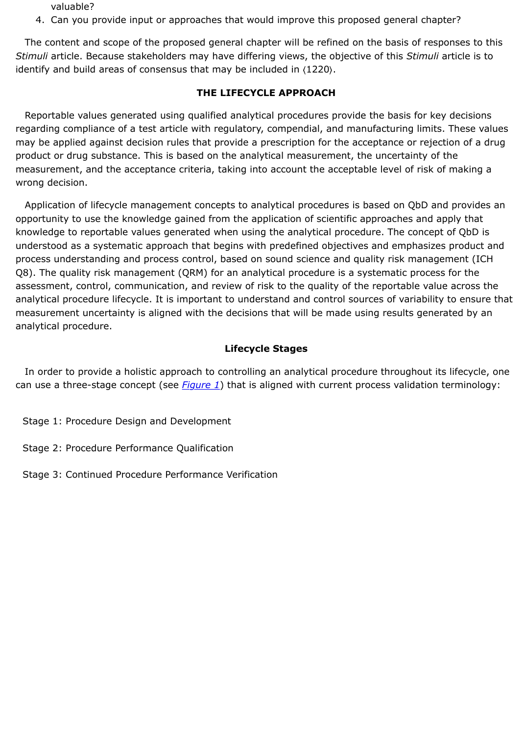valuable?

4. Can you provide input or approaches that would improve this proposed general chapter?

The content and scope of the proposed general chapter will be refined on the basis of responses to this *Stimuli* article. Because stakeholders may have differing views, the objective of this *Stimuli* article is to identify and build areas of consensus that may be included in ⟨1220⟩.

## THE LIFECYCLE APPROACH

Reportable values generated using qualified analytical procedures provide the basis for key decisions regarding compliance of a test article with regulatory, compendial, and manufacturing limits. These values may be applied against decision rules that provide a prescription for the acceptance or rejection of a drug product or drug substance. This is based on the analytical measurement, the uncertainty of the measurement, and the acceptance criteria, taking into account the acceptable level of risk of making a wrong decision.

Application of lifecycle management concepts to analytical procedures is based on QbD and provides an opportunity to use the knowledge gained from the application of scientific approaches and apply that knowledge to reportable values generated when using the analytical procedure. The concept of QbD is understood as a systematic approach that begins with predefined objectives and emphasizes product and process understanding and process control, based on sound science and quality risk management (ICH Q8). The quality risk management (QRM) for an analytical procedure is a systematic process for the assessment, control, communication, and review of risk to the quality of the reportable value across the analytical procedure lifecycle. It is important to understand and control sources of variability to ensure that measurement uncertainty is aligned with the decisions that will be made using results generated by an analytical procedure.

### Lifecycle Stages

In order to provide a holistic approach to controlling an analytical procedure throughout its lifecycle, one can use a three-stage concept (see *Figure 1*) that is aligned with current process validation terminology:

Stage 1: Procedure Design and Development

Stage 2: Procedure Performance Qualification

Stage 3: Continued Procedure Performance Verification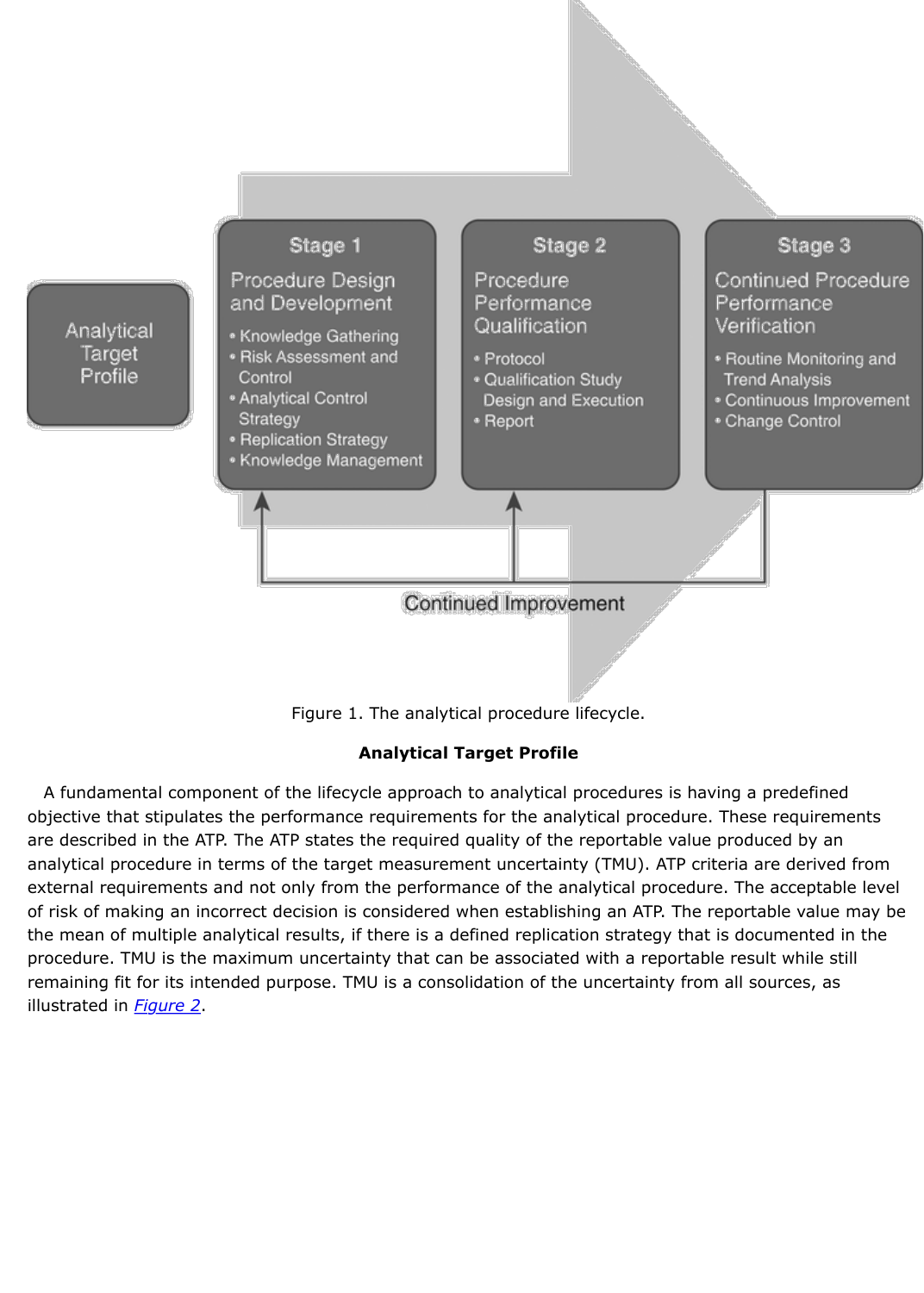Figure 1. The analytical procedure lifecycle.

**Analytical Target Profile**

A fundamental component of the lifecycle approach to analytical procedures is having a predefined objective that stipulates the performance requirements for the analytical procedure. These requirements are described in the ATP. The ATP states the required quality of the reportable value produced by an analytical procedure in terms of the target measurement uncertainty (TMU). ATP criteria are derived from external requirements and not only from the performance of the analytical procedure. The acceptable level of risk of making an incorrect decision is considered when establishing an ATP. The reportable value may be the mean of multiple analytical results, if there is a defined replication strategy that is documented in the procedure. TMU is the maximum uncertainty that can be associated with a reportable result while still remaining fit for its intended purpose. TMU is a consolidation of the uncertainty from all sources, as illustrated in *Figure 2*.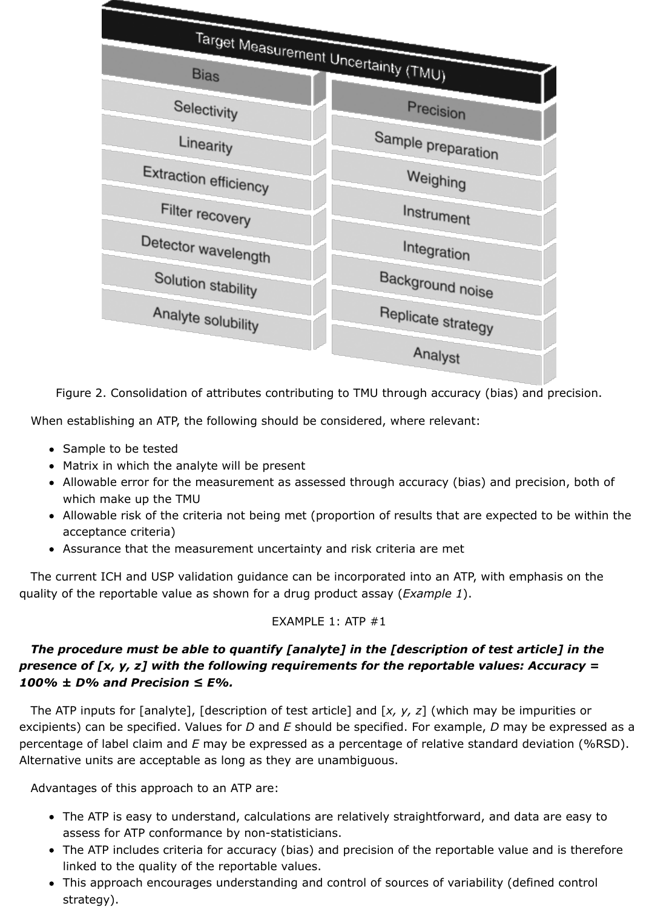Figure 2. Consolidation of attributes contributing to TMU through accuracy (bias) and precision.

When establishing an ATP, the following should be considered, where relevant:

- Sample to be tested
- Matrix in which the analyte will be present
- Allowable error for the measurement as assessed through accuracy (bias) and precision, both of which make up the TMU
- Allowable risk of the criteria not being met (proportion of results that are expected to be within the acceptance criteria)
- Assurance that the measurement uncertainty and risk criteria are met

The current ICH and USP validation guidance can be incorporated into an ATP, with emphasis on the quality of the reportable value as shown for a drug product assay (*Example 1*).

EXAMPLE 1: ATP #1

***The procedure must be able to quantify [analyte] in the [description of test article] in the presence of [x, y, z] with the following requirements for the reportable values: Accuracy = 100% ± D% and Precision ≤ E%.***

The ATP inputs for [analyte], [description of test article] and [*x, y, z*] (which may be impurities or excipients) can be specified. Values for *D* and *E* should be specified. For example, *D* may be expressed as a percentage of label claim and *E* may be expressed as a percentage of relative standard deviation (%RSD). Alternative units are acceptable as long as they are unambiguous.

Advantages of this approach to an ATP are:

- The ATP is easy to understand, calculations are relatively straightforward, and data are easy to assess for ATP conformance by non-statisticians.
- The ATP includes criteria for accuracy (bias) and precision of the reportable value and is therefore linked to the quality of the reportable values.
- This approach encourages understanding and control of sources of variability (defined control strategy).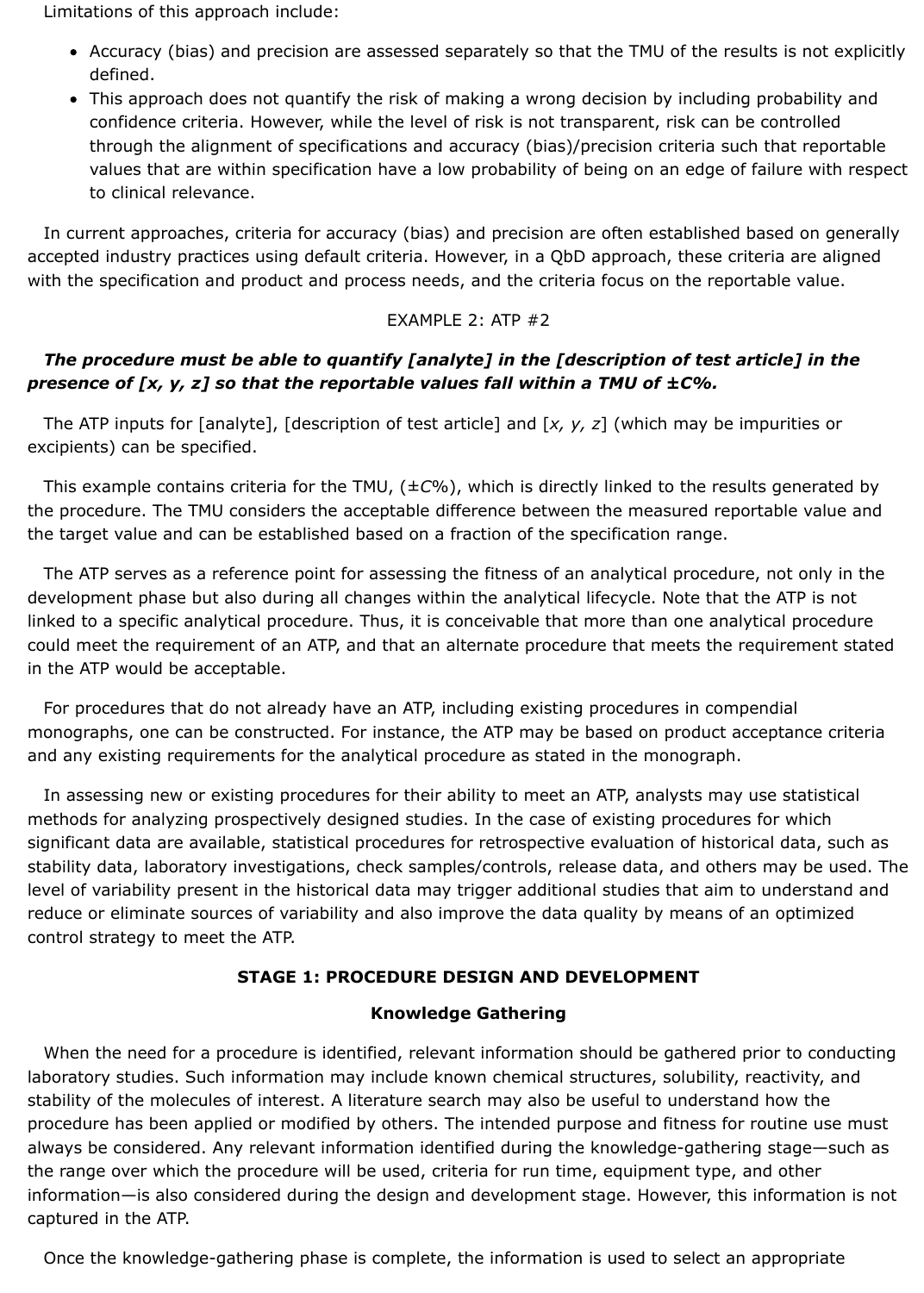Limitations of this approach include:

- Accuracy (bias) and precision are assessed separately so that the TMU of the results is not explicitly defined.
- This approach does not quantify the risk of making a wrong decision by including probability and confidence criteria. However, while the level of risk is not transparent, risk can be controlled through the alignment of specifications and accuracy (bias)/precision criteria such that reportable values that are within specification have a low probability of being on an edge of failure with respect to clinical relevance.

In current approaches, criteria for accuracy (bias) and precision are often established based on generally accepted industry practices using default criteria. However, in a QbD approach, these criteria are aligned with the specification and product and process needs, and the criteria focus on the reportable value.

EXAMPLE 2: ATP #2

***The procedure must be able to quantify [analyte] in the [description of test article] in the presence of [x, y, z] so that the reportable values fall within a TMU of ±C%.***

The ATP inputs for [analyte], [description of test article] and [*x, y, z*] (which may be impurities or excipients) can be specified.

This example contains criteria for the TMU, (±*C*%), which is directly linked to the results generated by the procedure. The TMU considers the acceptable difference between the measured reportable value and the target value and can be established based on a fraction of the specification range.

The ATP serves as a reference point for assessing the fitness of an analytical procedure, not only in the development phase but also during all changes within the analytical lifecycle. Note that the ATP is not linked to a specific analytical procedure. Thus, it is conceivable that more than one analytical procedure could meet the requirement of an ATP, and that an alternate procedure that meets the requirement stated in the ATP would be acceptable.

For procedures that do not already have an ATP, including existing procedures in compendial monographs, one can be constructed. For instance, the ATP may be based on product acceptance criteria and any existing requirements for the analytical procedure as stated in the monograph.

In assessing new or existing procedures for their ability to meet an ATP, analysts may use statistical methods for analyzing prospectively designed studies. In the case of existing procedures for which significant data are available, statistical procedures for retrospective evaluation of historical data, such as stability data, laboratory investigations, check samples/controls, release data, and others may be used. The level of variability present in the historical data may trigger additional studies that aim to understand and reduce or eliminate sources of variability and also improve the data quality by means of an optimized control strategy to meet the ATP.

## STAGE 1: PROCEDURE DESIGN AND DEVELOPMENT

### Knowledge Gathering

When the need for a procedure is identified, relevant information should be gathered prior to conducting laboratory studies. Such information may include known chemical structures, solubility, reactivity, and stability of the molecules of interest. A literature search may also be useful to understand how the procedure has been applied or modified by others. The intended purpose and fitness for routine use must always be considered. Any relevant information identified during the knowledge-gathering stage—such as the range over which the procedure will be used, criteria for run time, equipment type, and other information—is also considered during the design and development stage. However, this information is not captured in the ATP.

Once the knowledge-gathering phase is complete, the information is used to select an appropriate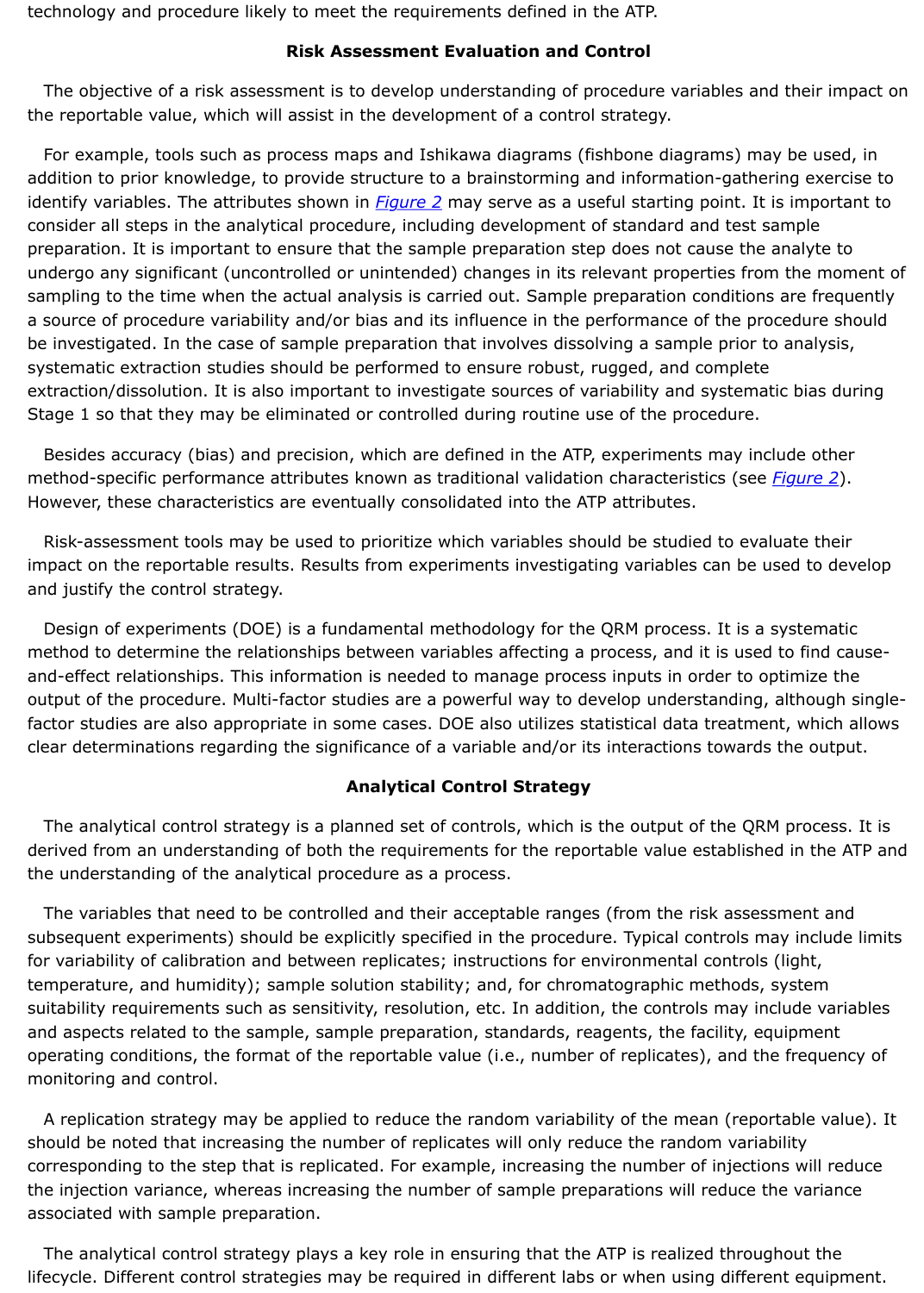technology and procedure likely to meet the requirements defined in the ATP.

## Risk Assessment Evaluation and Control

The objective of a risk assessment is to develop understanding of procedure variables and their impact on the reportable value, which will assist in the development of a control strategy.

For example, tools such as process maps and Ishikawa diagrams (fishbone diagrams) may be used, in addition to prior knowledge, to provide structure to a brainstorming and information-gathering exercise to identify variables. The attributes shown in *Figure 2* may serve as a useful starting point. It is important to consider all steps in the analytical procedure, including development of standard and test sample preparation. It is important to ensure that the sample preparation step does not cause the analyte to undergo any significant (uncontrolled or unintended) changes in its relevant properties from the moment of sampling to the time when the actual analysis is carried out. Sample preparation conditions are frequently a source of procedure variability and/or bias and its influence in the performance of the procedure should be investigated. In the case of sample preparation that involves dissolving a sample prior to analysis, systematic extraction studies should be performed to ensure robust, rugged, and complete extraction/dissolution. It is also important to investigate sources of variability and systematic bias during Stage 1 so that they may be eliminated or controlled during routine use of the procedure.

Besides accuracy (bias) and precision, which are defined in the ATP, experiments may include other method-specific performance attributes known as traditional validation characteristics (see *Figure 2*). However, these characteristics are eventually consolidated into the ATP attributes.

Risk-assessment tools may be used to prioritize which variables should be studied to evaluate their impact on the reportable results. Results from experiments investigating variables can be used to develop and justify the control strategy.

Design of experiments (DOE) is a fundamental methodology for the QRM process. It is a systematic method to determine the relationships between variables affecting a process, and it is used to find cause-and-effect relationships. This information is needed to manage process inputs in order to optimize the output of the procedure. Multi-factor studies are a powerful way to develop understanding, although single-factor studies are also appropriate in some cases. DOE also utilizes statistical data treatment, which allows clear determinations regarding the significance of a variable and/or its interactions towards the output.

## Analytical Control Strategy

The analytical control strategy is a planned set of controls, which is the output of the QRM process. It is derived from an understanding of both the requirements for the reportable value established in the ATP and the understanding of the analytical procedure as a process.

The variables that need to be controlled and their acceptable ranges (from the risk assessment and subsequent experiments) should be explicitly specified in the procedure. Typical controls may include limits for variability of calibration and between replicates; instructions for environmental controls (light, temperature, and humidity); sample solution stability; and, for chromatographic methods, system suitability requirements such as sensitivity, resolution, etc. In addition, the controls may include variables and aspects related to the sample, sample preparation, standards, reagents, the facility, equipment operating conditions, the format of the reportable value (i.e., number of replicates), and the frequency of monitoring and control.

A replication strategy may be applied to reduce the random variability of the mean (reportable value). It should be noted that increasing the number of replicates will only reduce the random variability corresponding to the step that is replicated. For example, increasing the number of injections will reduce the injection variance, whereas increasing the number of sample preparations will reduce the variance associated with sample preparation.

The analytical control strategy plays a key role in ensuring that the ATP is realized throughout the lifecycle. Different control strategies may be required in different labs or when using different equipment.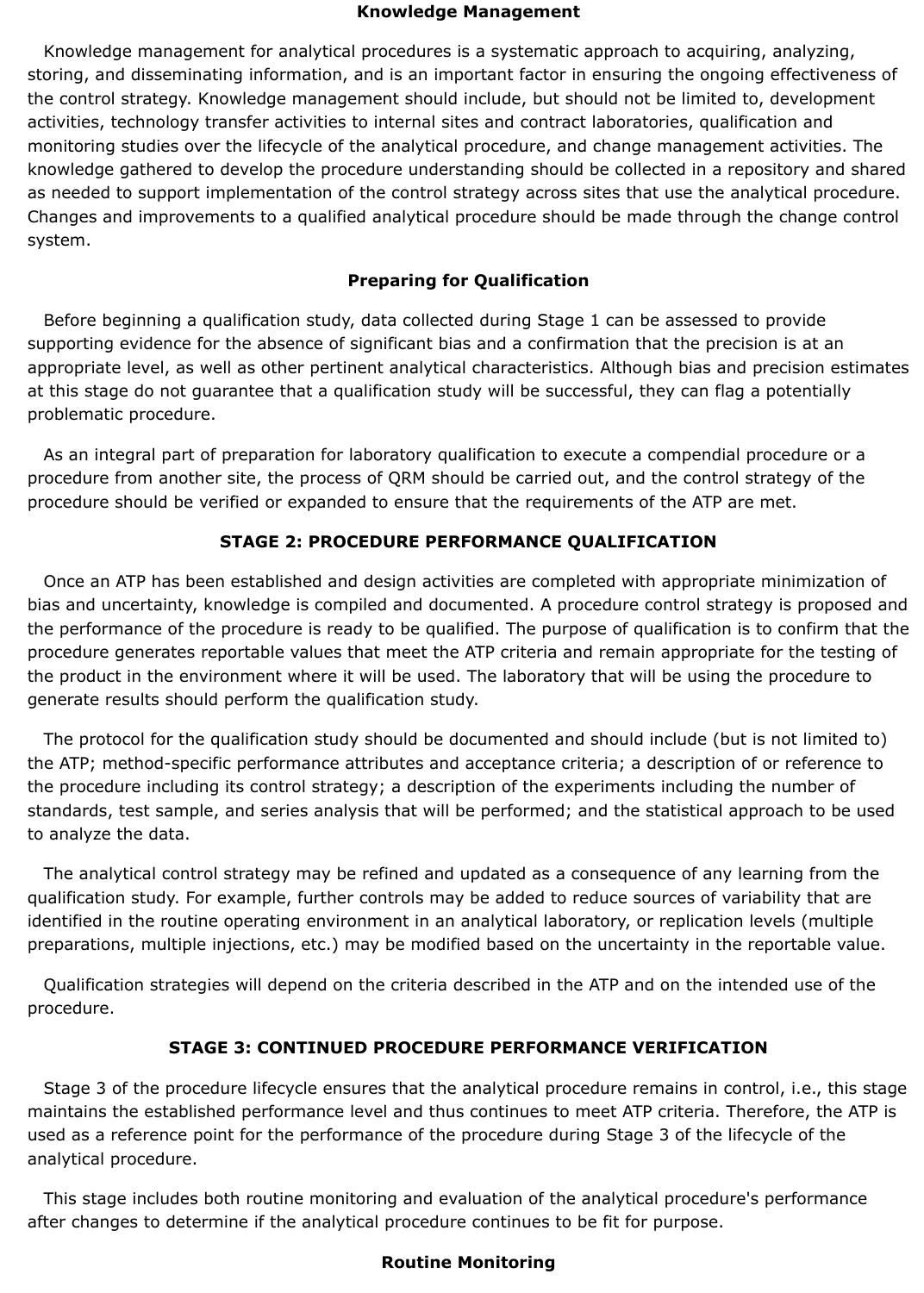### Knowledge Management

Knowledge management for analytical procedures is a systematic approach to acquiring, analyzing, storing, and disseminating information, and is an important factor in ensuring the ongoing effectiveness of the control strategy. Knowledge management should include, but should not be limited to, development activities, technology transfer activities to internal sites and contract laboratories, qualification and monitoring studies over the lifecycle of the analytical procedure, and change management activities. The knowledge gathered to develop the procedure understanding should be collected in a repository and shared as needed to support implementation of the control strategy across sites that use the analytical procedure. Changes and improvements to a qualified analytical procedure should be made through the change control system.

### Preparing for Qualification

Before beginning a qualification study, data collected during Stage 1 can be assessed to provide supporting evidence for the absence of significant bias and a confirmation that the precision is at an appropriate level, as well as other pertinent analytical characteristics. Although bias and precision estimates at this stage do not guarantee that a qualification study will be successful, they can flag a potentially problematic procedure.

As an integral part of preparation for laboratory qualification to execute a compendial procedure or a procedure from another site, the process of QRM should be carried out, and the control strategy of the procedure should be verified or expanded to ensure that the requirements of the ATP are met.

## STAGE 2: PROCEDURE PERFORMANCE QUALIFICATION

Once an ATP has been established and design activities are completed with appropriate minimization of bias and uncertainty, knowledge is compiled and documented. A procedure control strategy is proposed and the performance of the procedure is ready to be qualified. The purpose of qualification is to confirm that the procedure generates reportable values that meet the ATP criteria and remain appropriate for the testing of the product in the environment where it will be used. The laboratory that will be using the procedure to generate results should perform the qualification study.

The protocol for the qualification study should be documented and should include (but is not limited to) the ATP; method-specific performance attributes and acceptance criteria; a description of or reference to the procedure including its control strategy; a description of the experiments including the number of standards, test sample, and series analysis that will be performed; and the statistical approach to be used to analyze the data.

The analytical control strategy may be refined and updated as a consequence of any learning from the qualification study. For example, further controls may be added to reduce sources of variability that are identified in the routine operating environment in an analytical laboratory, or replication levels (multiple preparations, multiple injections, etc.) may be modified based on the uncertainty in the reportable value.

Qualification strategies will depend on the criteria described in the ATP and on the intended use of the procedure.

## STAGE 3: CONTINUED PROCEDURE PERFORMANCE VERIFICATION

Stage 3 of the procedure lifecycle ensures that the analytical procedure remains in control, i.e., this stage maintains the established performance level and thus continues to meet ATP criteria. Therefore, the ATP is used as a reference point for the performance of the procedure during Stage 3 of the lifecycle of the analytical procedure.

This stage includes both routine monitoring and evaluation of the analytical procedure's performance after changes to determine if the analytical procedure continues to be fit for purpose.

### Routine Monitoring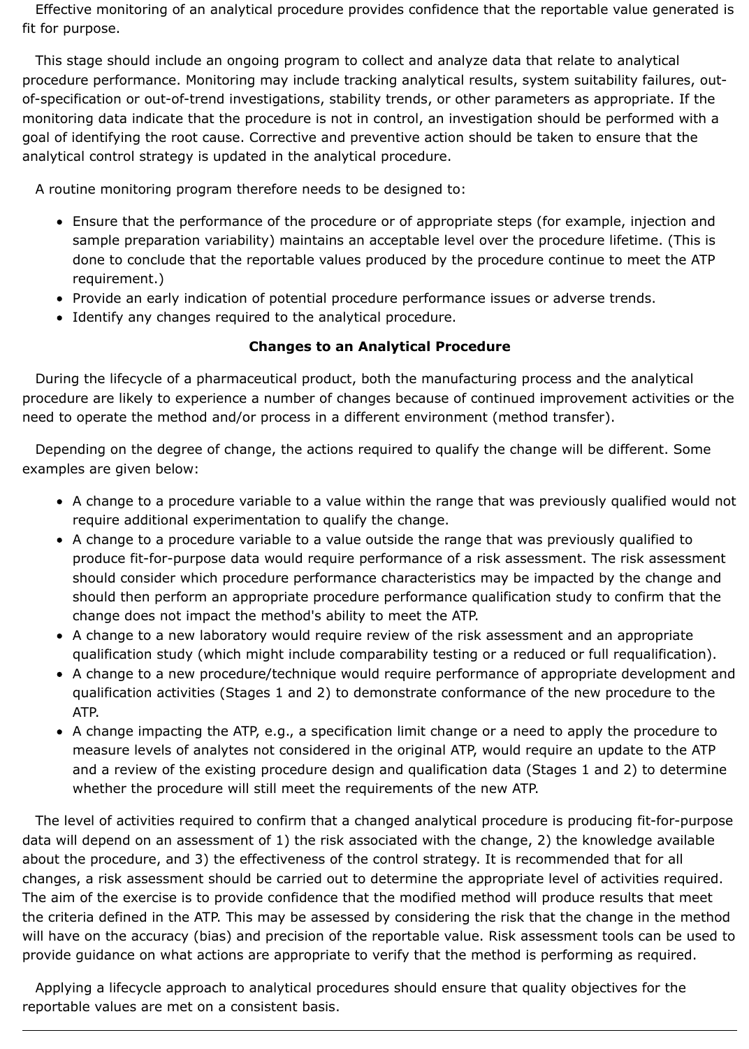Effective monitoring of an analytical procedure provides confidence that the reportable value generated is fit for purpose.

This stage should include an ongoing program to collect and analyze data that relate to analytical procedure performance. Monitoring may include tracking analytical results, system suitability failures, out-of-specification or out-of-trend investigations, stability trends, or other parameters as appropriate. If the monitoring data indicate that the procedure is not in control, an investigation should be performed with a goal of identifying the root cause. Corrective and preventive action should be taken to ensure that the analytical control strategy is updated in the analytical procedure.

A routine monitoring program therefore needs to be designed to:

- Ensure that the performance of the procedure or of appropriate steps (for example, injection and sample preparation variability) maintains an acceptable level over the procedure lifetime. (This is done to conclude that the reportable values produced by the procedure continue to meet the ATP requirement.)
- Provide an early indication of potential procedure performance issues or adverse trends.
- Identify any changes required to the analytical procedure.

**Changes to an Analytical Procedure**

During the lifecycle of a pharmaceutical product, both the manufacturing process and the analytical procedure are likely to experience a number of changes because of continued improvement activities or the need to operate the method and/or process in a different environment (method transfer).

Depending on the degree of change, the actions required to qualify the change will be different. Some examples are given below:

- A change to a procedure variable to a value within the range that was previously qualified would not require additional experimentation to qualify the change.
- A change to a procedure variable to a value outside the range that was previously qualified to produce fit-for-purpose data would require performance of a risk assessment. The risk assessment should consider which procedure performance characteristics may be impacted by the change and should then perform an appropriate procedure performance qualification study to confirm that the change does not impact the method's ability to meet the ATP.
- A change to a new laboratory would require review of the risk assessment and an appropriate qualification study (which might include comparability testing or a reduced or full requalification).
- A change to a new procedure/technique would require performance of appropriate development and qualification activities (Stages 1 and 2) to demonstrate conformance of the new procedure to the ATP.
- A change impacting the ATP, e.g., a specification limit change or a need to apply the procedure to measure levels of analytes not considered in the original ATP, would require an update to the ATP and a review of the existing procedure design and qualification data (Stages 1 and 2) to determine whether the procedure will still meet the requirements of the new ATP.

The level of activities required to confirm that a changed analytical procedure is producing fit-for-purpose data will depend on an assessment of 1) the risk associated with the change, 2) the knowledge available about the procedure, and 3) the effectiveness of the control strategy. It is recommended that for all changes, a risk assessment should be carried out to determine the appropriate level of activities required. The aim of the exercise is to provide confidence that the modified method will produce results that meet the criteria defined in the ATP. This may be assessed by considering the risk that the change in the method will have on the accuracy (bias) and precision of the reportable value. Risk assessment tools can be used to provide guidance on what actions are appropriate to verify that the method is performing as required.

Applying a lifecycle approach to analytical procedures should ensure that quality objectives for the reportable values are met on a consistent basis.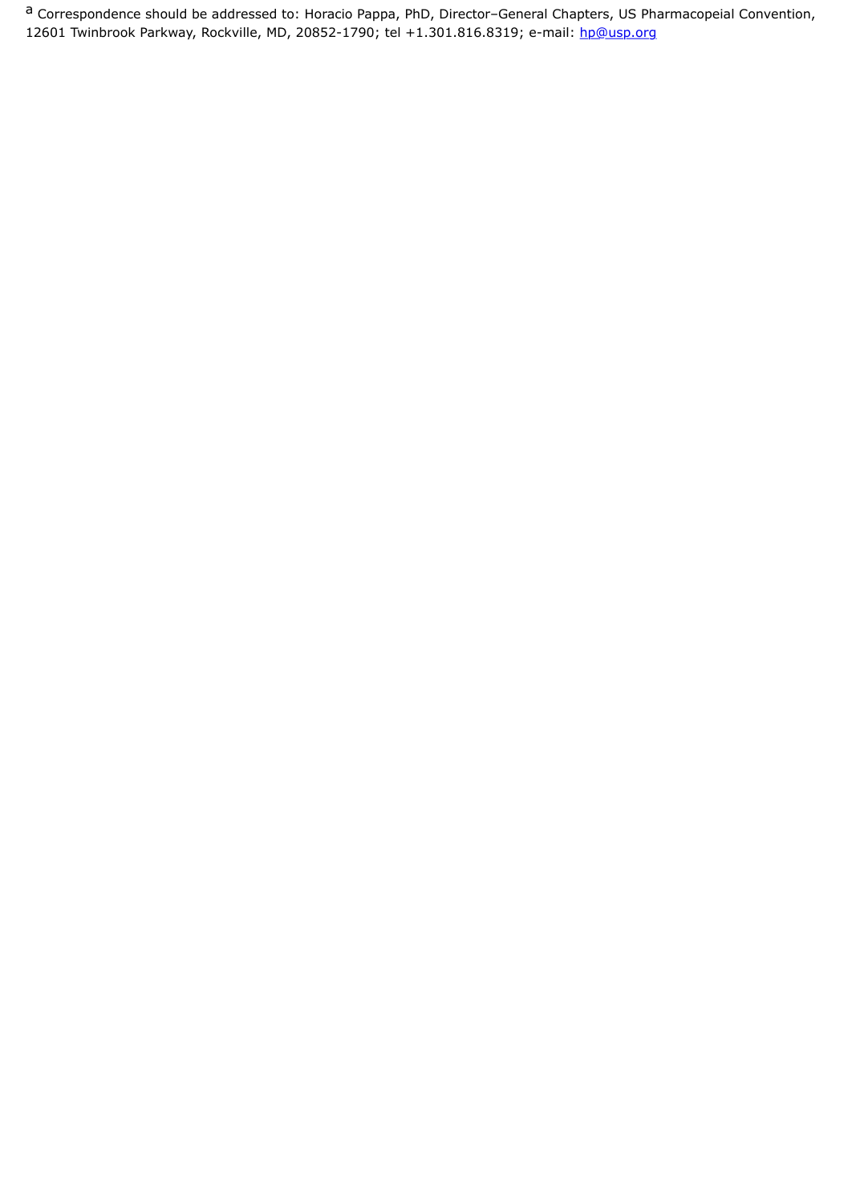[a] Correspondence should be addressed to: Horacio Pappa, PhD, Director–General Chapters, US Pharmacopeial Convention, 12601 Twinbrook Parkway, Rockville, MD, 20852-1790; tel +1.301.816.8319; e-mail: hp@usp.org